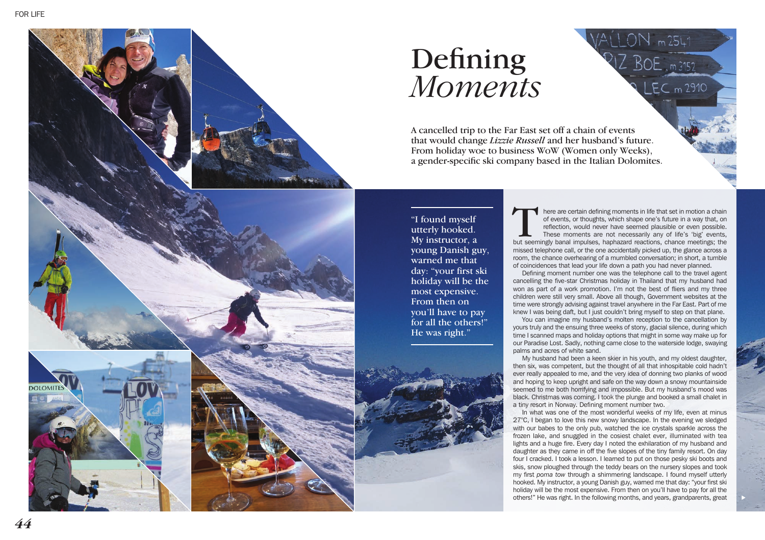# Defining *Moments*

A cancelled trip to the Far East set off a chain of events that would change *Lizzie Russell* and her husband's future. From holiday woe to business WoW (Women only Weeks), a gender-specific ski company based in the Italian Dolomites.

> "I found myself utterly hooked. My instructor, a young Danish guy, warned me that day: "your first ski holiday will be the most expensive. From then on you'll have to pay for all the others!" He was right."

There are certain defining moments in life that set in motion a chain of events, or thoughts, which shape one's future in a way that, on reflection, would never have seemed plausible or even possible. These moments are not necessarily any of life's 'big' events, but seemingly banal impulses, haphazard reactions, chance meetings; the missed telephone call, or the one accidentally picked up, the glance across a room, the chance overhearing of a mumbled conversation; in short, a tumble of coincidences that lead your life down a path you had never planned.

Defining moment number one was the telephone call to the travel agent cancelling the five-star Christmas holiday in Thailand that my husband had won as part of a work promotion. I'm not the best of fliers and my three children were still very small. Above all though, Government websites at the time were strongly advising against travel anywhere in the Far East. Part of me knew I was being daft, but I just couldn't bring myself to step on that plane.

You can imagine my husband's molten reception to the cancellation by yours truly and the ensuing three weeks of stony, glacial silence, during which time I scanned maps and holiday options that might in some way make up for our Paradise Lost. Sadly, nothing came close to the waterside lodge, swaying palms and acres of white sand.

My husband had been a keen skier in his youth, and my oldest daughter, then six, was competent, but the thought of all that inhospitable cold hadn't ever really appealed to me, and the very idea of donning two planks of wood and hoping to keep upright and safe on the way down a snowy mountainside seemed to me both horrifying and impossible. But my husband's mood was black. Christmas was coming. I took the plunge and booked a small chalet in a tiny resort in Norway. Defining moment number two.

In what was one of the most wonderful weeks of my life, even at minus 27°C, I began to love this new snowy landscape. In the evening we sledged with our babes to the only pub, watched the ice crystals sparkle across the frozen lake, and snuggled in the cosiest chalet ever, illuminated with tea lights and a huge fire. Every day I noted the exhilaration of my husband and daughter as they came in off the five slopes of the tiny family resort. On day four I cracked. I took a lesson. I learned to put on those pesky ski boots and skis, snow ploughed through the teddy bears on the nursery slopes and took my first *poma tow* through a shimmering landscape. I found myself utterly hooked. My instructor, a young Danish guy, warned me that day: "your first ski holiday will be the most expensive. From then on you'll have to pay for all the others!" He was right. In the following months, and years, grandparents, great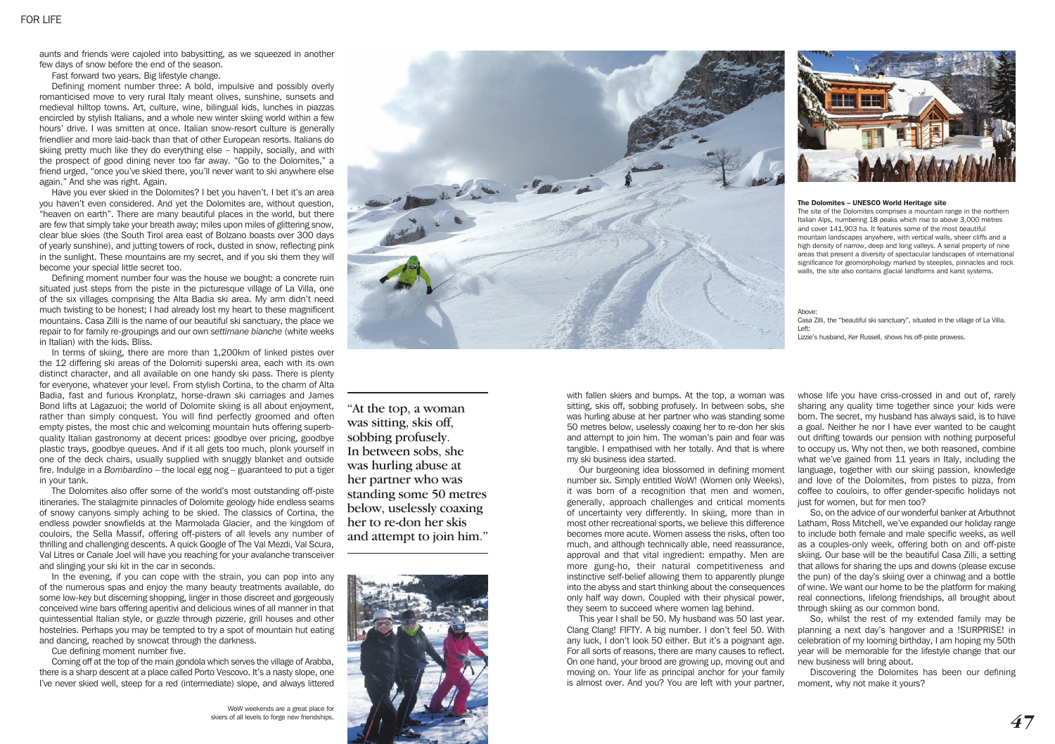aunts and friends were cajoled into babysitting, as we squeezed in another few days of snow before the end of the season.

Fast forward two years. Big lifestyle change.

Defining moment number three: A bold, impulsive and possibly overly romanticised move to very rural Italy meant olives, sunshine, sunsets and medieval hilltop towns. Art, culture, wine, bilingual kids, lunches in piazzas encircled by stylish Italians, and a whole new winter skiing world within a few hours' drive. I was smitten at once. Italian snow-resort culture is generally friendlier and more laid-back than that of other European resorts. Italians do skiing pretty much like they do everything else – happily, socially, and with the prospect of good dining never too far away. "Go to the Dolomites," a friend urged, "once you've skied there, you'll never want to ski anywhere else again." And she was right. Again.

Have you ever skied in the Dolomites? I bet you haven't. I bet it's an area you haven't even considered. And yet the Dolomites are, without question, "heaven on earth". There are many beautiful places in the world, but there are few that simply take your breath away; miles upon miles of glittering snow, clear blue skies (the South Tirol area east of Bolzano boasts over 300 days of yearly sunshine), and jutting towers of rock, dusted in snow, reflecting pink in the sunlight. These mountains are my secret, and if you ski them they will become your special little secret too.

Defining moment number four was the house we bought: a concrete ruin situated just steps from the piste in the picturesque village of La Villa, one of the six villages comprising the Alta Badia ski area. My arm didn't need much twisting to be honest; I had already lost my heart to these magnificent mountains. Casa Zilli is the name of our beautiful ski sanctuary, the place we repair to for family re-groupings and our own *settimane bianche* (white weeks in Italian) with the kids. Bliss.

In terms of skiing, there are more than 1,200km of linked pistes over the 12 differing ski areas of the Dolomiti superski area, each with its own distinct character, and all available on one handy ski pass. There is plenty for everyone, whatever your level. From stylish Cortina, to the charm of Alta Badia, fast and furious Kronplatz, horse-drawn ski carriages and James Bond lifts at Lagazuoi; the world of Dolomite skiing is all about enjoyment, rather than simply conquest. You will find perfectly groomed and often empty pistes, the most chic and welcoming mountain huts offering superb-quality Italian gastronomy at decent prices: goodbye over pricing, goodbye plastic trays, goodbye queues. And if it all gets too much, plonk yourself in one of the deck chairs, usually supplied with snuggly blanket and outside fire. Indulge in a *Bombardino* – the local egg nog – guaranteed to put a tiger in your tank.

The Dolomites also offer some of the world's most outstanding off-piste itineraries. The stalagmite pinnacles of Dolomite geology hide endless seams of snowy canyons simply aching to be skied. The classics of Cortina, the endless powder snowfields at the Marmolada Glacier, and the kingdom of couloirs, the Sella Massif, offering off-pisters of all levels any number of thrilling and challenging descents. A quick Google of The Val Mezdi, Val Scura, Val Litres or Canale Joel will have you reaching for your avalanche transceiver and slinging your ski kit in the car in seconds.

In the evening, if you can cope with the strain, you can pop into any of the numerous spas and enjoy the many beauty treatments available, do some low-key but discerning shopping, linger in those discreet and gorgeously conceived wine bars offering aperitivi and delicious wines of all manner in that quintessential Italian style, or guzzle through pizzerie, grill houses and other hostelries. Perhaps you may be tempted to try a spot of mountain hut eating and dancing, reached by snowcat through the darkness.

Cue defining moment number five.

Coming off at the top of the main gondola which serves the village of Arabba, there is a sharp descent at a place called Porto Vescovo. It's a nasty slope, one I've never skied well, steep for a red (intermediate) slope, and always littered with fallen skiers and bumps. At the top, a woman was sitting, skis off, sobbing profusely. In between sobs, she was hurling abuse at her partner who was standing some 50 metres below, uselessly coaxing her to re-don her skis and attempt to join him. The woman's pain and fear was tangible. I empathised with her totally. And that is where my ski business idea started.

"At the top, a woman was sitting, skis off, sobbing profusely. In between sobs, she was hurling abuse at her partner who was standing some 50 metres below, uselessly coaxing her to re-don her skis and attempt to join him."

Our burgeoning idea blossomed in defining moment number six. Simply entitled WoW! (Women only Weeks), it was born of a recognition that men and women, generally, approach challenges and critical moments of uncertainty very differently. In skiing, more than in most other recreational sports, we believe this difference becomes more acute. Women assess the risks, often too much, and although technically able, need reassurance, approval and that vital ingredient: empathy. Men are more gung-ho, their natural competitiveness and instinctive self-belief allowing them to apparently plunge into the abyss and start thinking about the consequences only half way down. Coupled with their physical power, they seem to succeed where women lag behind.

This year I shall be 50. My husband was 50 last year. Clang Clang! FIFTY. A big number. I don't feel 50. With any luck, I don't look 50 either. But it's a poignant age. For all sorts of reasons, there are many causes to reflect. On one hand, your brood are growing up, moving out and moving on. Your life as principal anchor for your family is almost over. And you? You are left with your partner, whose life you have criss-crossed in and out of, rarely sharing any quality time together since your kids were born. The secret, my husband has always said, is to have a goal. Neither he nor I have ever wanted to be caught out drifting towards our pension with nothing purposeful to occupy us. Why not then, we both reasoned, combine what we've gained from 11 years in Italy, including the language, together with our skiing passion, knowledge and love of the Dolomites, from pistes to pizza, from coffee to couloirs, to offer gender-specific holidays not just for women, but for men too?

So, on the advice of our wonderful banker at Arbuthnot Latham, Ross Mitchell, we've expanded our holiday range to include both female and male specific weeks, as well as a couples-only week, offering both on and off-piste skiing. Our base will be the beautiful Casa Zilli, a setting that allows for sharing the ups and downs (please excuse the pun) of the day's skiing over a chinwag and a bottle of wine. We want our home to be the platform for making real connections, lifelong friendships, all brought about through skiing as our common bond.

So, whilst the rest of my extended family may be planning a next day's hangover and a !SURPRISE! in celebration of my looming birthday, I am hoping my 50th year will be memorable for the lifestyle change that our new business will bring about.

Discovering the Dolomites has been our defining moment, why not make it yours?

**The Dolomites – UNESCO World Heritage site**

The site of the Dolomites comprises a mountain range in the northern Italian Alps, numbering 18 peaks which rise to above 3,000 metres and cover 141,903 ha. It features some of the most beautiful mountain landscapes anywhere, with vertical walls, sheer cliffs and a high density of narrow, deep and long valleys. A serial property of nine areas that present a diversity of spectacular landscapes of international significance for geomorphology marked by steeples, pinnacles and rock walls, the site also contains glacial landforms and karst systems.

Above:
Casa Zilli, the "beautiful ski sanctuary", situated in the village of La Villa.
Left:
Lizzie's husband, Ker Russell, shows his off-piste prowess.

WoW weekends are a great place for skiers of all levels to forge new friendships.